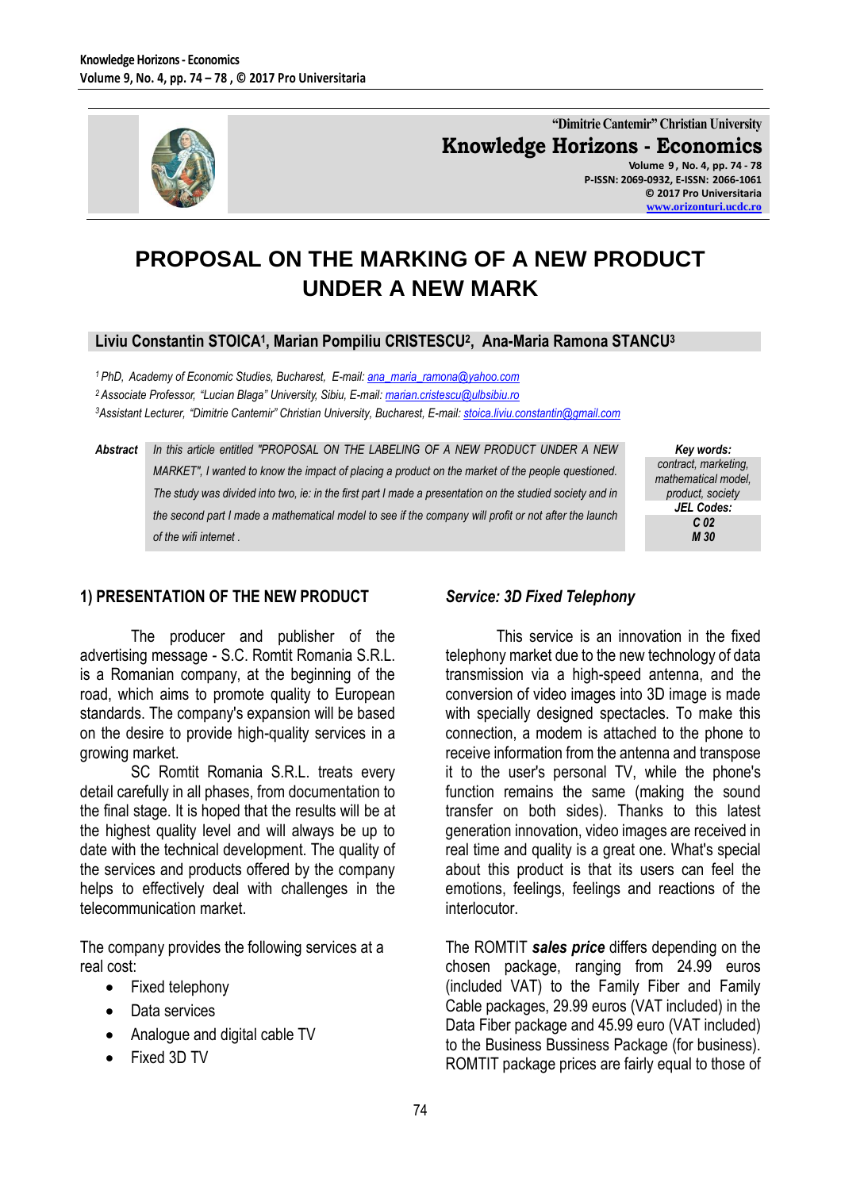"Dimitrie Cantemir" Christian University

**Knowledge Horizons - Economics**

Volume 9, No. 4, pp. 74 - 78
P-ISSN: 2069-0932, E-ISSN: 2066-1061
© 2017 Pro Universitaria
www.orizonturi.ucdc.ro

# PROPOSAL ON THE MARKING OF A NEW PRODUCT UNDER A NEW MARK

**Liviu Constantin STOICA[1], Marian Pompiliu CRISTESCU[2], Ana-Maria Ramona STANCU[3]**

[1] PhD, Academy of Economic Studies, Bucharest, E-mail: ana_maria_ramona@yahoo.com
[2] Associate Professor, "Lucian Blaga" University, Sibiu, E-mail: marian.cristescu@ulbsibiu.ro
[3] Assistant Lecturer, "Dimitrie Cantemir" Christian University, Bucharest, E-mail: stoica.liviu.constantin@gmail.com

**Abstract** *In this article entitled "PROPOSAL ON THE LABELING OF A NEW PRODUCT UNDER A NEW MARKET", I wanted to know the impact of placing a product on the market of the people questioned. The study was divided into two, ie: in the first part I made a presentation on the studied society and in the second part I made a mathematical model to see if the company will profit or not after the launch of the wifi internet .*

***Key words:*** *contract, marketing, mathematical model, product, society*

***JEL Codes:*** ***C 02, M 30***

## 1) PRESENTATION OF THE NEW PRODUCT

The producer and publisher of the advertising message - S.C. Romtit Romania S.R.L. is a Romanian company, at the beginning of the road, which aims to promote quality to European standards. The company's expansion will be based on the desire to provide high-quality services in a growing market.

SC Romtit Romania S.R.L. treats every detail carefully in all phases, from documentation to the final stage. It is hoped that the results will be at the highest quality level and will always be up to date with the technical development. The quality of the services and products offered by the company helps to effectively deal with challenges in the telecommunication market.

The company provides the following services at a real cost:

- Fixed telephony
- Data services
- Analogue and digital cable TV
- Fixed 3D TV

### *Service: 3D Fixed Telephony*

This service is an innovation in the fixed telephony market due to the new technology of data transmission via a high-speed antenna, and the conversion of video images into 3D image is made with specially designed spectacles. To make this connection, a modem is attached to the phone to receive information from the antenna and transpose it to the user's personal TV, while the phone's function remains the same (making the sound transfer on both sides). Thanks to this latest generation innovation, video images are received in real time and quality is a great one. What's special about this product is that its users can feel the emotions, feelings, feelings and reactions of the interlocutor.

The ROMTIT ***sales price*** differs depending on the chosen package, ranging from 24.99 euros (included VAT) to the Family Fiber and Family Cable packages, 29.99 euros (VAT included) in the Data Fiber package and 45.99 euro (VAT included) to the Business Bussiness Package (for business). ROMTIT package prices are fairly equal to those of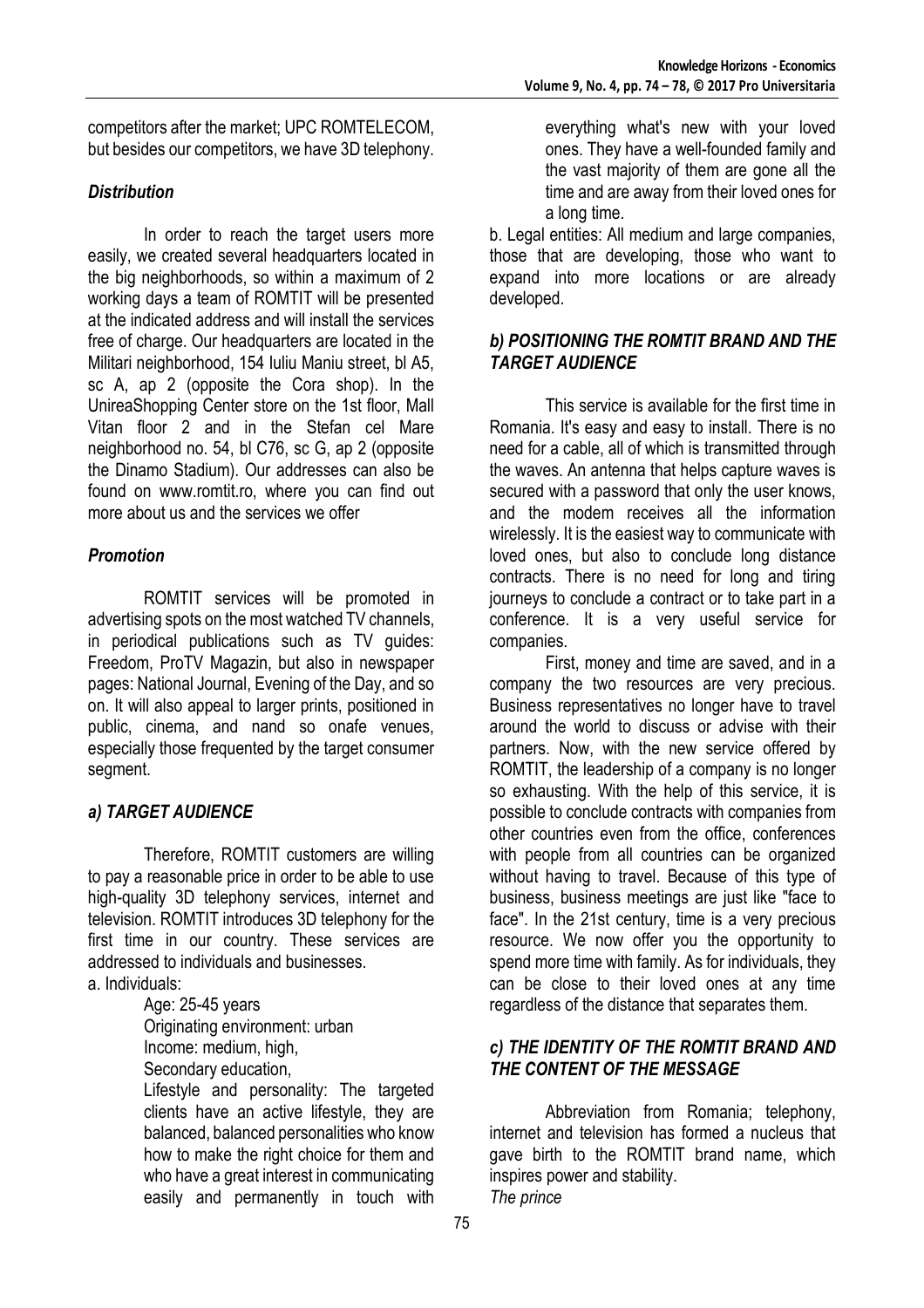competitors after the market; UPC ROMTELECOM, but besides our competitors, we have 3D telephony.

### *Distribution*

In order to reach the target users more easily, we created several headquarters located in the big neighborhoods, so within a maximum of 2 working days a team of ROMTIT will be presented at the indicated address and will install the services free of charge. Our headquarters are located in the Militari neighborhood, 154 Iuliu Maniu street, bl A5, sc A, ap 2 (opposite the Cora shop). In the UnireaShopping Center store on the 1st floor, Mall Vitan floor 2 and in the Stefan cel Mare neighborhood no. 54, bl C76, sc G, ap 2 (opposite the Dinamo Stadium). Our addresses can also be found on www.romtit.ro, where you can find out more about us and the services we offer

### *Promotion*

ROMTIT services will be promoted in advertising spots on the most watched TV channels, in periodical publications such as TV guides: Freedom, ProTV Magazin, but also in newspaper pages: National Journal, Evening of the Day, and so on. It will also appeal to larger prints, positioned in public, cinema, and nand so onafe venues, especially those frequented by the target consumer segment.

### *a) TARGET AUDIENCE*

Therefore, ROMTIT customers are willing to pay a reasonable price in order to be able to use high-quality 3D telephony services, internet and television. ROMTIT introduces 3D telephony for the first time in our country. These services are addressed to individuals and businesses.

a. Individuals:

> Age: 25-45 years
> Originating environment: urban
> Income: medium, high,
> Secondary education,
> Lifestyle and personality: The targeted clients have an active lifestyle, they are balanced, balanced personalities who know how to make the right choice for them and who have a great interest in communicating easily and permanently in touch with everything what's new with your loved ones. They have a well-founded family and the vast majority of them are gone all the time and are away from their loved ones for a long time.

b. Legal entities: All medium and large companies, those that are developing, those who want to expand into more locations or are already developed.

### *b) POSITIONING THE ROMTIT BRAND AND THE TARGET AUDIENCE*

This service is available for the first time in Romania. It's easy and easy to install. There is no need for a cable, all of which is transmitted through the waves. An antenna that helps capture waves is secured with a password that only the user knows, and the modem receives all the information wirelessly. It is the easiest way to communicate with loved ones, but also to conclude long distance contracts. There is no need for long and tiring journeys to conclude a contract or to take part in a conference. It is a very useful service for companies.

First, money and time are saved, and in a company the two resources are very precious. Business representatives no longer have to travel around the world to discuss or advise with their partners. Now, with the new service offered by ROMTIT, the leadership of a company is no longer so exhausting. With the help of this service, it is possible to conclude contracts with companies from other countries even from the office, conferences with people from all countries can be organized without having to travel. Because of this type of business, business meetings are just like "face to face". In the 21st century, time is a very precious resource. We now offer you the opportunity to spend more time with family. As for individuals, they can be close to their loved ones at any time regardless of the distance that separates them.

### *c) THE IDENTITY OF THE ROMTIT BRAND AND THE CONTENT OF THE MESSAGE*

Abbreviation from Romania; telephony, internet and television has formed a nucleus that gave birth to the ROMTIT brand name, which inspires power and stability.

*The prince*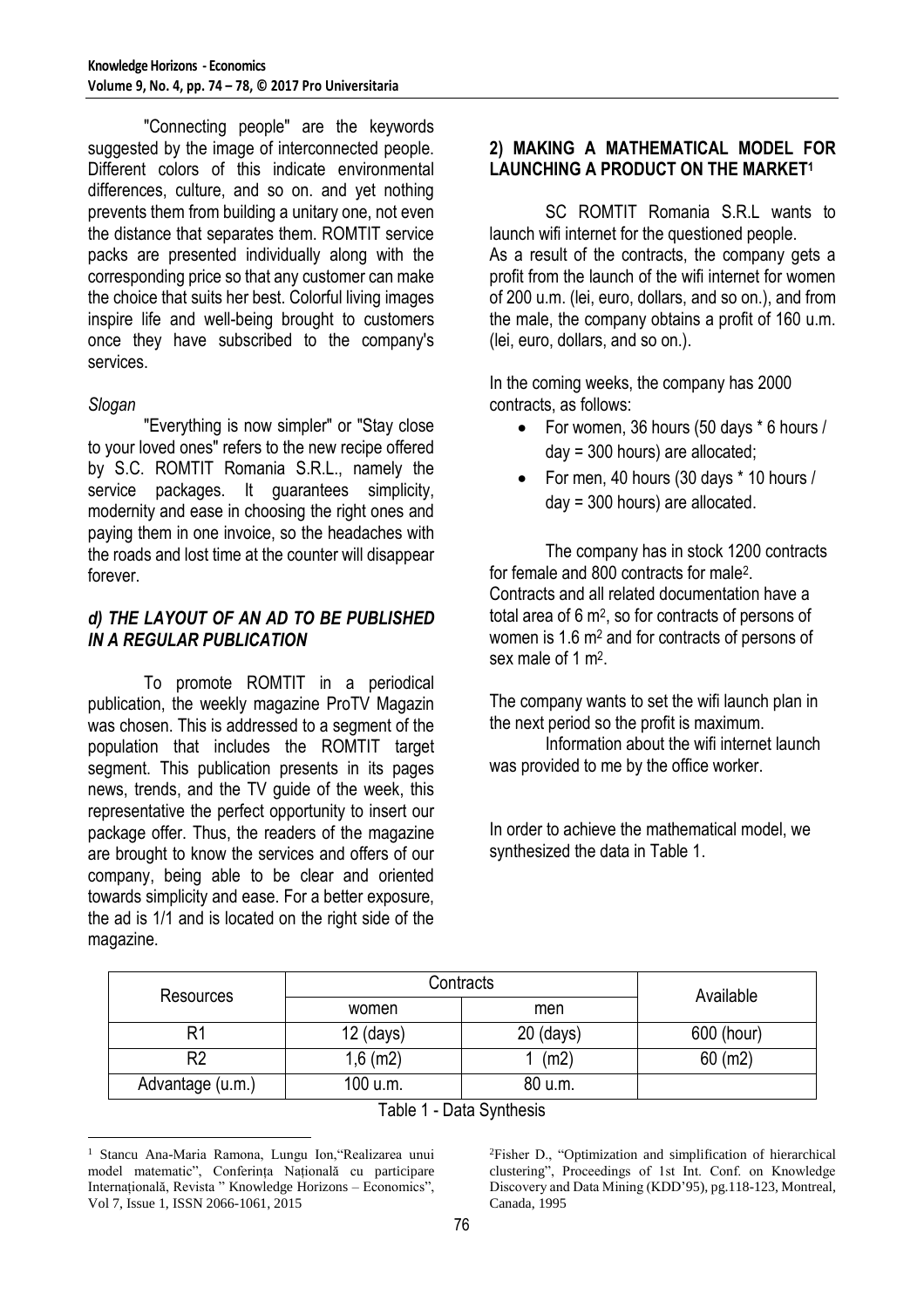"Connecting people" are the keywords suggested by the image of interconnected people. Different colors of this indicate environmental differences, culture, and so on. and yet nothing prevents them from building a unitary one, not even the distance that separates them. ROMTIT service packs are presented individually along with the corresponding price so that any customer can make the choice that suits her best. Colorful living images inspire life and well-being brought to customers once they have subscribed to the company's services.

*Slogan*

"Everything is now simpler" or "Stay close to your loved ones" refers to the new recipe offered by S.C. ROMTIT Romania S.R.L., namely the service packages. It guarantees simplicity, modernity and ease in choosing the right ones and paying them in one invoice, so the headaches with the roads and lost time at the counter will disappear forever.

### *d) THE LAYOUT OF AN AD TO BE PUBLISHED IN A REGULAR PUBLICATION*

To promote ROMTIT in a periodical publication, the weekly magazine ProTV Magazin was chosen. This is addressed to a segment of the population that includes the ROMTIT target segment. This publication presents in its pages news, trends, and the TV guide of the week, this representative the perfect opportunity to insert our package offer. Thus, the readers of the magazine are brought to know the services and offers of our company, being able to be clear and oriented towards simplicity and ease. For a better exposure, the ad is 1/1 and is located on the right side of the magazine.

## 2) MAKING A MATHEMATICAL MODEL FOR LAUNCHING A PRODUCT ON THE MARKET[1]

SC ROMTIT Romania S.R.L wants to launch wifi internet for the questioned people.
As a result of the contracts, the company gets a profit from the launch of the wifi internet for women of 200 u.m. (lei, euro, dollars, and so on.), and from the male, the company obtains a profit of 160 u.m. (lei, euro, dollars, and so on.).

In the coming weeks, the company has 2000 contracts, as follows:

- For women, 36 hours (50 days * 6 hours / day = 300 hours) are allocated;
- For men, 40 hours (30 days * 10 hours / day = 300 hours) are allocated.

The company has in stock 1200 contracts for female and 800 contracts for male[2].
Contracts and all related documentation have a total area of 6 $m^2$, so for contracts of persons of women is 1.6 $m^2$ and for contracts of persons of sex male of 1 $m^2$.

The company wants to set the wifi launch plan in the next period so the profit is maximum.

Information about the wifi internet launch was provided to me by the office worker.

In order to achieve the mathematical model, we synthesized the data in Table 1.

| Resources | Contracts | | Available |
|---|---|---|---|
| | women | men | |
| R1 | 12 (days) | 20 (days) | 600 (hour) |
| R2 | 1,6 (m2) | 1 (m2) | 60 (m2) |
| Advantage (u.m.) | 100 u.m. | 80 u.m. | |

Table 1 - Data Synthesis

[1] Stancu Ana-Maria Ramona, Lungu Ion,"Realizarea unui model matematic", Conferința Națională cu participare Internațională, Revista " Knowledge Horizons – Economics", Vol 7, Issue 1, ISSN 2066-1061, 2015

[2] Fisher D., "Optimization and simplification of hierarchical clustering", Proceedings of 1st Int. Conf. on Knowledge Discovery and Data Mining (KDD'95), pg.118-123, Montreal, Canada, 1995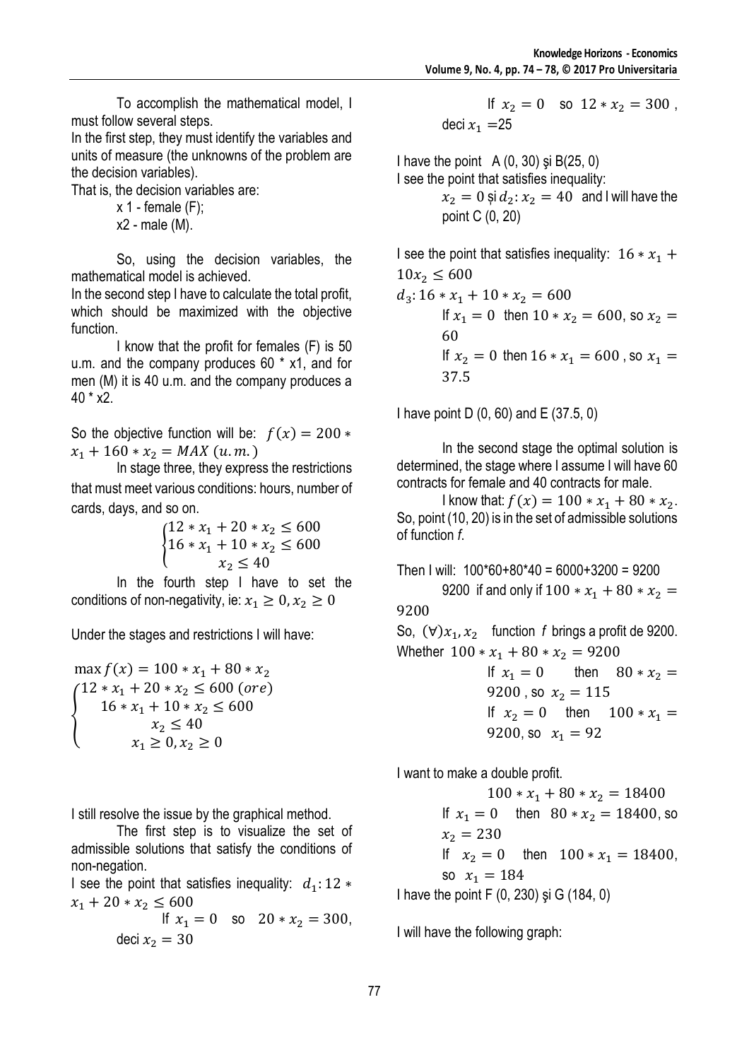To accomplish the mathematical model, I must follow several steps.

In the first step, they must identify the variables and units of measure (the unknowns of the problem are the decision variables).

That is, the decision variables are:

x 1 - female (F);

x2 - male (M).

So, using the decision variables, the mathematical model is achieved.

In the second step I have to calculate the total profit, which should be maximized with the objective function.

I know that the profit for females (F) is 50 u.m. and the company produces 60 * x1, and for men (M) it is 40 u.m. and the company produces a 40 * x2.

So the objective function will be: $f(x) = 200 * x_1 + 160 * x_2 = MAX\ (u.m.)$

In stage three, they express the restrictions that must meet various conditions: hours, number of cards, days, and so on.

$$\begin{cases} 12 * x_1 + 20 * x_2 \leq 600 \\ 16 * x_1 + 10 * x_2 \leq 600 \\ x_2 \leq 40 \end{cases}$$

In the fourth step I have to set the conditions of non-negativity, ie: $x_1 \geq 0, x_2 \geq 0$

Under the stages and restrictions I will have:

$$\max f(x) = 100 * x_1 + 80 * x_2$$

$$\begin{cases} 12 * x_1 + 20 * x_2 \leq 600\ (ore) \\ 16 * x_1 + 10 * x_2 \leq 600 \\ x_2 \leq 40 \\ x_1 \geq 0, x_2 \geq 0 \end{cases}$$

I still resolve the issue by the graphical method.

The first step is to visualize the set of admissible solutions that satisfy the conditions of non-negation.

I see the point that satisfies inequality: $d_1: 12 * x_1 + 20 * x_2 \leq 600$

If $x_1 = 0$ so $20 * x_2 = 300$, deci $x_2 = 30$

If $x_2 = 0$ so $12 * x_2 = 300$, deci $x_1 = 25$

I have the point A (0, 30) şi B(25, 0)

I see the point that satisfies inequality:

$x_2 = 0$ și $d_2: x_2 = 40$ and I will have the point C (0, 20)

I see the point that satisfies inequality: $16 * x_1 + 10 x_2 \leq 600$

$d_3: 16 * x_1 + 10 * x_2 = 600$

If $x_1 = 0$ then $10 * x_2 = 600$, so $x_2 = 60$

If $x_2 = 0$ then $16 * x_1 = 600$, so $x_1 = 37.5$

I have point D (0, 60) and E (37.5, 0)

In the second stage the optimal solution is determined, the stage where I assume I will have 60 contracts for female and 40 contracts for male.

I know that: $f(x) = 100 * x_1 + 80 * x_2$.

So, point (10, 20) is in the set of admissible solutions of function *f*.

Then I will: 100*60+80*40 = 6000+3200 = 9200

9200 if and only if $100 * x_1 + 80 * x_2 = 9200$

So, $(\forall) x_1, x_2$ function *f* brings a profit de 9200.

Whether $100 * x_1 + 80 * x_2 = 9200$

If $x_1 = 0$ then $80 * x_2 = 9200$, so $x_2 = 115$

If $x_2 = 0$ then $100 * x_1 = 9200$, so $x_1 = 92$

I want to make a double profit.

$$100 * x_1 + 80 * x_2 = 18400$$

If $x_1 = 0$ then $80 * x_2 = 18400$, so $x_2 = 230$

If $x_2 = 0$ then $100 * x_1 = 18400$, so $x_1 = 184$

I have the point F (0, 230) şi G (184, 0)

I will have the following graph: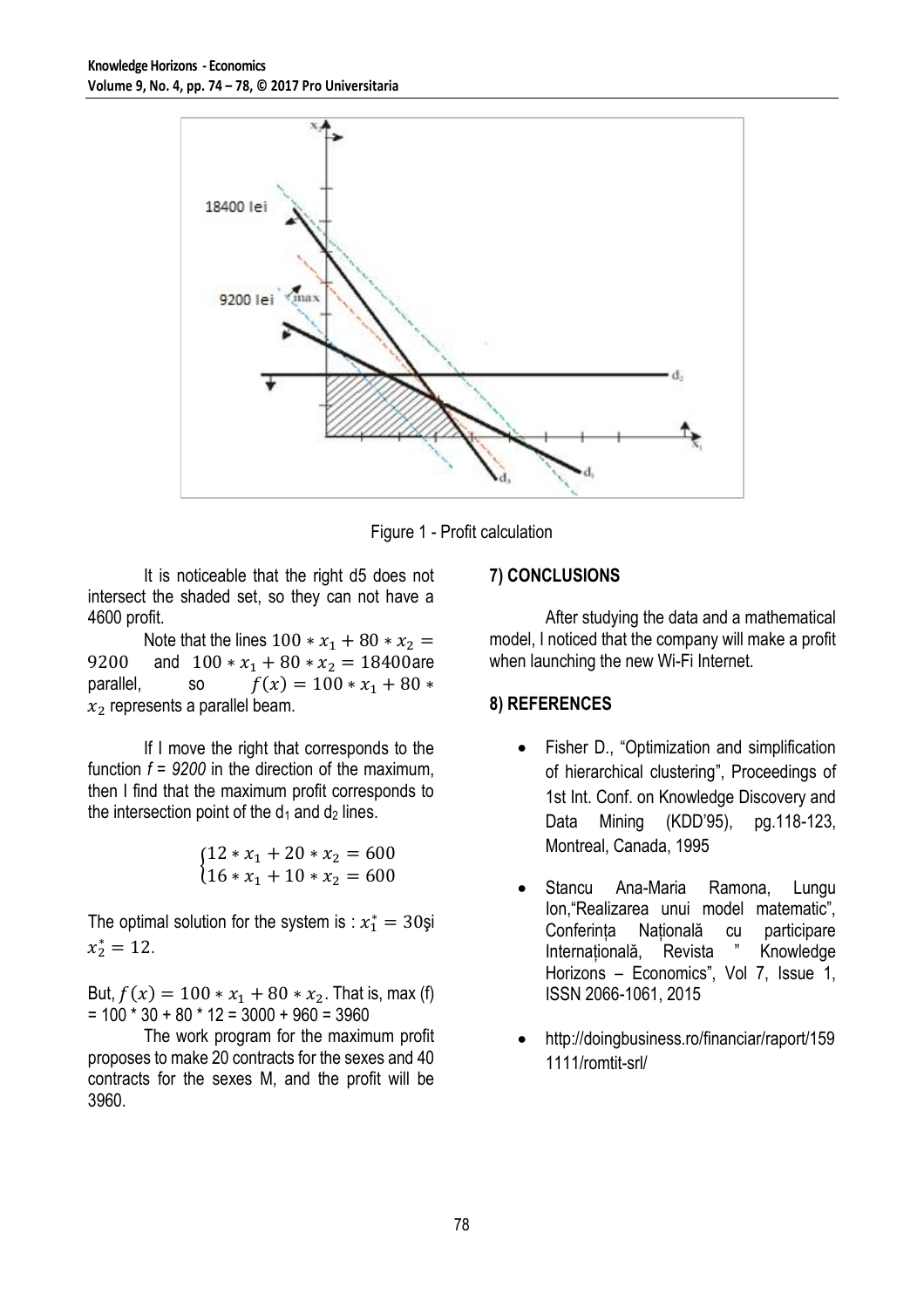18400 lei

9200 lei

max

$d_2$

$d_3$

$d_1$

$x_2$

$x_1$

Figure 1 - Profit calculation

It is noticeable that the right d5 does not intersect the shaded set, so they can not have a 4600 profit.

Note that the lines $100 * x_1 + 80 * x_2 = 9200$ and $100 * x_1 + 80 * x_2 = 18400$are parallel, so $f(x) = 100 * x_1 + 80 * x_2$ represents a parallel beam.

If I move the right that corresponds to the function *f = 9200* in the direction of the maximum, then I find that the maximum profit corresponds to the intersection point of the $d_1$ and $d_2$ lines.

$$\begin{cases} 12 * x_1 + 20 * x_2 = 600 \\ 16 * x_1 + 10 * x_2 = 600 \end{cases}$$

The optimal solution for the system is : $x_1^* = 30$şi $x_2^* = 12$.

But, $f(x) = 100 * x_1 + 80 * x_2$. That is, max (f) = 100 * 30 + 80 * 12 = 3000 + 960 = 3960

The work program for the maximum profit proposes to make 20 contracts for the sexes and 40 contracts for the sexes M, and the profit will be 3960.

## 7) CONCLUSIONS

After studying the data and a mathematical model, I noticed that the company will make a profit when launching the new Wi-Fi Internet.

## 8) REFERENCES

- Fisher D., "Optimization and simplification of hierarchical clustering", Proceedings of 1st Int. Conf. on Knowledge Discovery and Data Mining (KDD'95), pg.118-123, Montreal, Canada, 1995
- Stancu Ana-Maria Ramona, Lungu Ion,"Realizarea unui model matematic", Conferința Națională cu participare Internațională, Revista " Knowledge Horizons – Economics", Vol 7, Issue 1, ISSN 2066-1061, 2015
- http://doingbusiness.ro/financiar/raport/1591111/romtit-srl/